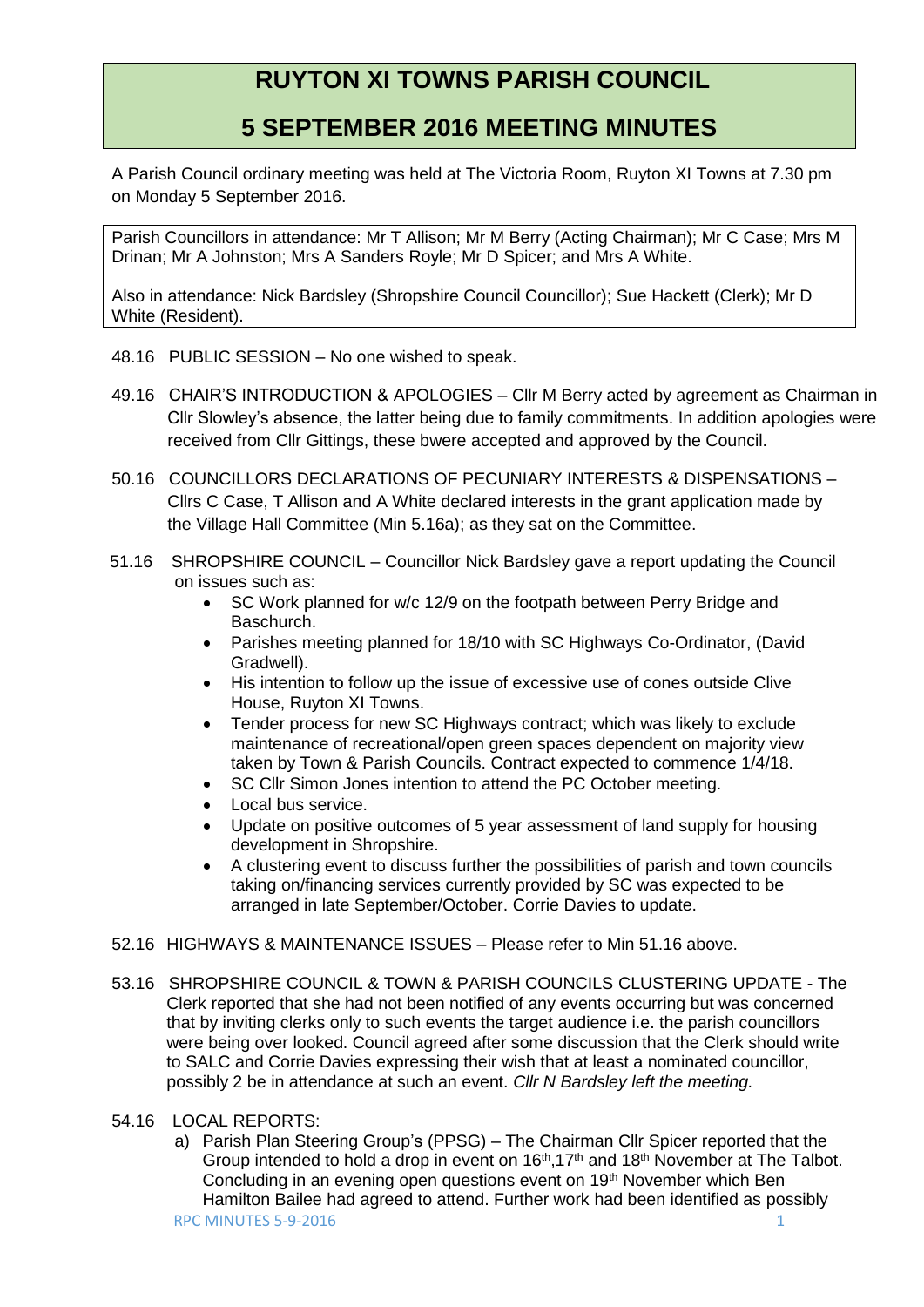# RUYTON XI TOWNS PARISH COUNCIL

# 5 SEPTEMBER 2016 MEETING MINUTES

A Parish Council ordinary meeting was held at The Victoria Room, Ruyton XI Towns at 7.30 pm on Monday 5 September 2016.

Parish Councillors in attendance: Mr T Allison; Mr M Berry (Acting Chairman); Mr C Case; Mrs M Drinan; Mr A Johnston; Mrs A Sanders Royle; Mr D Spicer; and Mrs A White.

Also in attendance: Nick Bardsley (Shropshire Council Councillor); Sue Hackett (Clerk); Mr D White (Resident).

48.16 PUBLIC SESSION – No one wished to speak.

49.16 CHAIR'S INTRODUCTION & APOLOGIES – Cllr M Berry acted by agreement as Chairman in Cllr Slowley's absence, the latter being due to family commitments. In addition apologies were received from Cllr Gittings, these bwere accepted and approved by the Council.

50.16 COUNCILLORS DECLARATIONS OF PECUNIARY INTERESTS & DISPENSATIONS – Cllrs C Case, T Allison and A White declared interests in the grant application made by the Village Hall Committee (Min 5.16a); as they sat on the Committee.

51.16 SHROPSHIRE COUNCIL – Councillor Nick Bardsley gave a report updating the Council on issues such as:

- SC Work planned for w/c 12/9 on the footpath between Perry Bridge and Baschurch.
- Parishes meeting planned for 18/10 with SC Highways Co-Ordinator, (David Gradwell).
- His intention to follow up the issue of excessive use of cones outside Clive House, Ruyton XI Towns.
- Tender process for new SC Highways contract; which was likely to exclude maintenance of recreational/open green spaces dependent on majority view taken by Town & Parish Councils. Contract expected to commence 1/4/18.
- SC Cllr Simon Jones intention to attend the PC October meeting.
- Local bus service.
- Update on positive outcomes of 5 year assessment of land supply for housing development in Shropshire.
- A clustering event to discuss further the possibilities of parish and town councils taking on/financing services currently provided by SC was expected to be arranged in late September/October. Corrie Davies to update.

52.16 HIGHWAYS & MAINTENANCE ISSUES – Please refer to Min 51.16 above.

53.16 SHROPSHIRE COUNCIL & TOWN & PARISH COUNCILS CLUSTERING UPDATE - The Clerk reported that she had not been notified of any events occurring but was concerned that by inviting clerks only to such events the target audience i.e. the parish councillors were being over looked. Council agreed after some discussion that the Clerk should write to SALC and Corrie Davies expressing their wish that at least a nominated councillor, possibly 2 be in attendance at such an event. *Cllr N Bardsley left the meeting.*

54.16 LOCAL REPORTS:

a) Parish Plan Steering Group's (PPSG) – The Chairman Cllr Spicer reported that the Group intended to hold a drop in event on 16th, 17th and 18th November at The Talbot. Concluding in an evening open questions event on 19th November which Ben Hamilton Bailee had agreed to attend. Further work had been identified as possibly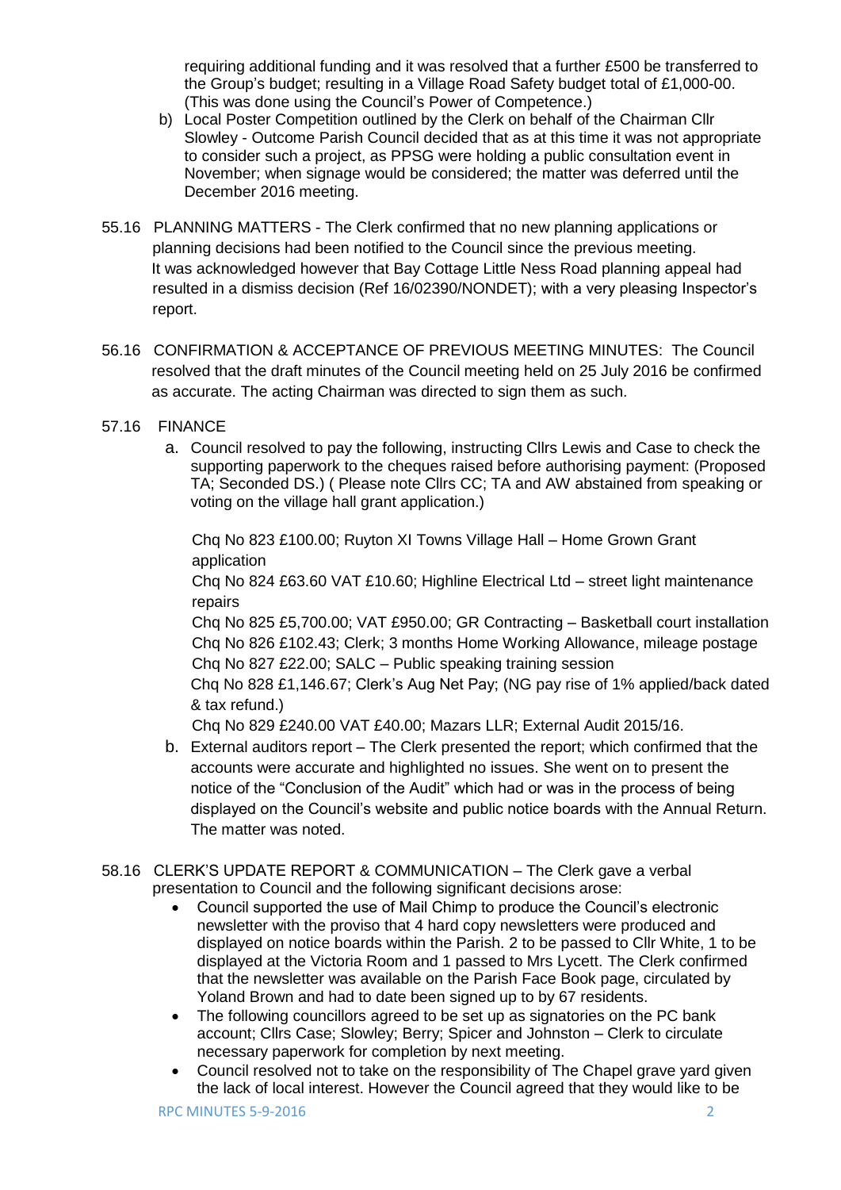requiring additional funding and it was resolved that a further £500 be transferred to the Group's budget; resulting in a Village Road Safety budget total of £1,000-00. (This was done using the Council's Power of Competence.)

b) Local Poster Competition outlined by the Clerk on behalf of the Chairman Cllr Slowley - Outcome Parish Council decided that as at this time it was not appropriate to consider such a project, as PPSG were holding a public consultation event in November; when signage would be considered; the matter was deferred until the December 2016 meeting.

55.16 PLANNING MATTERS - The Clerk confirmed that no new planning applications or planning decisions had been notified to the Council since the previous meeting. It was acknowledged however that Bay Cottage Little Ness Road planning appeal had resulted in a dismiss decision (Ref 16/02390/NONDET); with a very pleasing Inspector's report.

56.16 CONFIRMATION & ACCEPTANCE OF PREVIOUS MEETING MINUTES: The Council resolved that the draft minutes of the Council meeting held on 25 July 2016 be confirmed as accurate. The acting Chairman was directed to sign them as such.

57.16 FINANCE

a. Council resolved to pay the following, instructing Cllrs Lewis and Case to check the supporting paperwork to the cheques raised before authorising payment: (Proposed TA; Seconded DS.) ( Please note Cllrs CC; TA and AW abstained from speaking or voting on the village hall grant application.)

   Chq No 823 £100.00; Ruyton XI Towns Village Hall – Home Grown Grant application
   Chq No 824 £63.60 VAT £10.60; Highline Electrical Ltd – street light maintenance repairs
   Chq No 825 £5,700.00; VAT £950.00; GR Contracting – Basketball court installation
   Chq No 826 £102.43; Clerk; 3 months Home Working Allowance, mileage postage
   Chq No 827 £22.00; SALC – Public speaking training session
   Chq No 828 £1,146.67; Clerk's Aug Net Pay; (NG pay rise of 1% applied/back dated & tax refund.)
   Chq No 829 £240.00 VAT £40.00; Mazars LLR; External Audit 2015/16.

b. External auditors report – The Clerk presented the report; which confirmed that the accounts were accurate and highlighted no issues. She went on to present the notice of the "Conclusion of the Audit" which had or was in the process of being displayed on the Council's website and public notice boards with the Annual Return. The matter was noted.

58.16 CLERK'S UPDATE REPORT & COMMUNICATION – The Clerk gave a verbal presentation to Council and the following significant decisions arose:

- Council supported the use of Mail Chimp to produce the Council's electronic newsletter with the proviso that 4 hard copy newsletters were produced and displayed on notice boards within the Parish. 2 to be passed to Cllr White, 1 to be displayed at the Victoria Room and 1 passed to Mrs Lycett. The Clerk confirmed that the newsletter was available on the Parish Face Book page, circulated by Yoland Brown and had to date been signed up to by 67 residents.
- The following councillors agreed to be set up as signatories on the PC bank account; Cllrs Case; Slowley; Berry; Spicer and Johnston – Clerk to circulate necessary paperwork for completion by next meeting.
- Council resolved not to take on the responsibility of The Chapel grave yard given the lack of local interest. However the Council agreed that they would like to be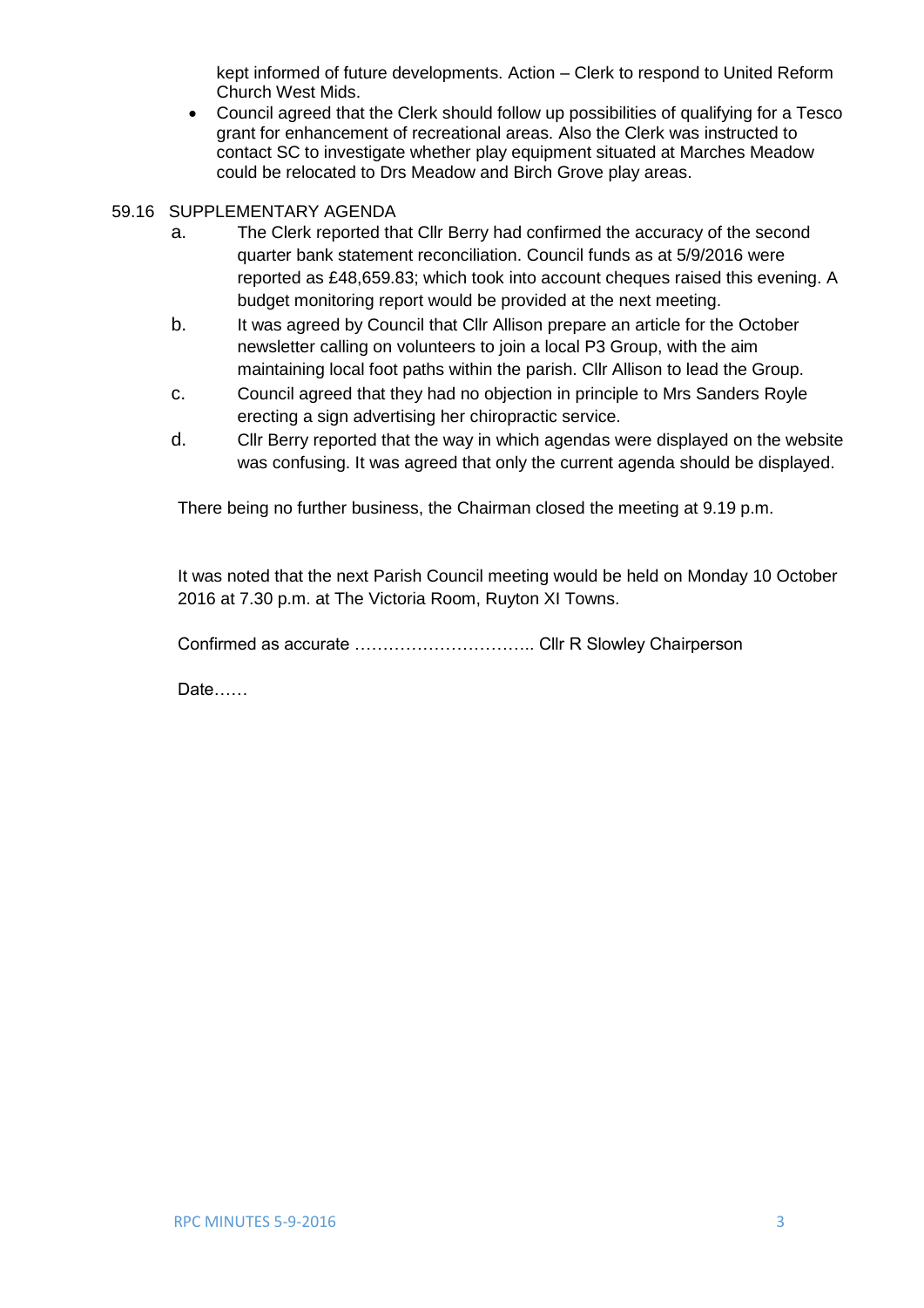kept informed of future developments. Action – Clerk to respond to United Reform Church West Mids.

- Council agreed that the Clerk should follow up possibilities of qualifying for a Tesco grant for enhancement of recreational areas. Also the Clerk was instructed to contact SC to investigate whether play equipment situated at Marches Meadow could be relocated to Drs Meadow and Birch Grove play areas.

59.16 SUPPLEMENTARY AGENDA

a. The Clerk reported that Cllr Berry had confirmed the accuracy of the second quarter bank statement reconciliation. Council funds as at 5/9/2016 were reported as £48,659.83; which took into account cheques raised this evening. A budget monitoring report would be provided at the next meeting.

b. It was agreed by Council that Cllr Allison prepare an article for the October newsletter calling on volunteers to join a local P3 Group, with the aim maintaining local foot paths within the parish. Cllr Allison to lead the Group.

c. Council agreed that they had no objection in principle to Mrs Sanders Royle erecting a sign advertising her chiropractic service.

d. Cllr Berry reported that the way in which agendas were displayed on the website was confusing. It was agreed that only the current agenda should be displayed.

There being no further business, the Chairman closed the meeting at 9.19 p.m.

It was noted that the next Parish Council meeting would be held on Monday 10 October 2016 at 7.30 p.m. at The Victoria Room, Ruyton XI Towns.

Confirmed as accurate ………………………….. Cllr R Slowley Chairperson

Date……